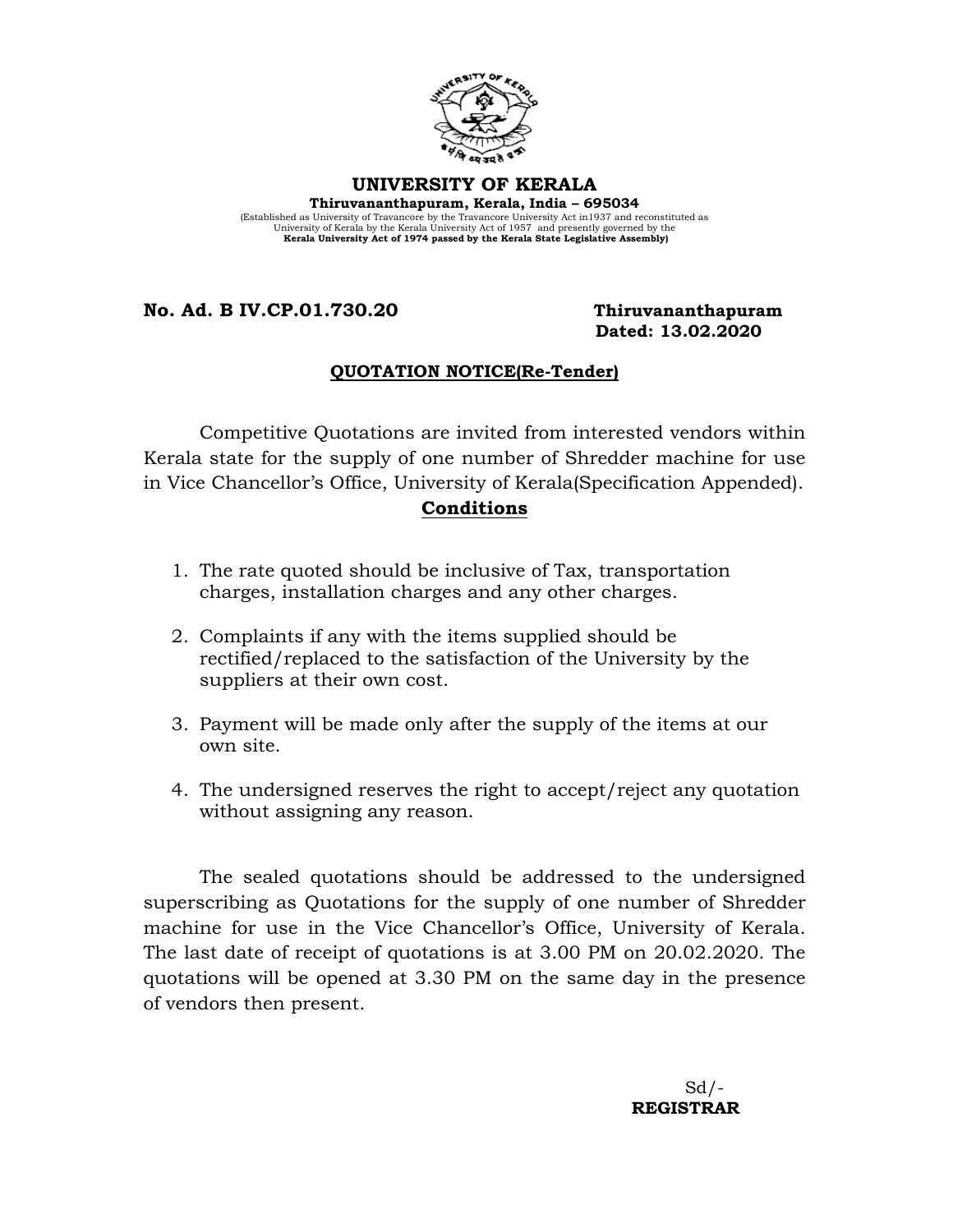# UNIVERSITY OF KERALA

**Thiruvananthapuram, Kerala, India – 695034**

(Established as University of Travancore by the Travancore University Act in1937 and reconstituted as University of Kerala by the Kerala University Act of 1957 and presently governed by the **Kerala University Act of 1974 passed by the Kerala State Legislative Assembly)**

**No. Ad. B IV.CP.01.730.20** **Thiruvananthapuram**
**Dated: 13.02.2020**

## QUOTATION NOTICE(Re-Tender)

Competitive Quotations are invited from interested vendors within Kerala state for the supply of one number of Shredder machine for use in Vice Chancellor's Office, University of Kerala(Specification Appended).

## Conditions

1. The rate quoted should be inclusive of Tax, transportation charges, installation charges and any other charges.
2. Complaints if any with the items supplied should be rectified/replaced to the satisfaction of the University by the suppliers at their own cost.
3. Payment will be made only after the supply of the items at our own site.
4. The undersigned reserves the right to accept/reject any quotation without assigning any reason.

The sealed quotations should be addressed to the undersigned superscribing as Quotations for the supply of one number of Shredder machine for use in the Vice Chancellor's Office, University of Kerala. The last date of receipt of quotations is at 3.00 PM on 20.02.2020. The quotations will be opened at 3.30 PM on the same day in the presence of vendors then present.

Sd/-
**REGISTRAR**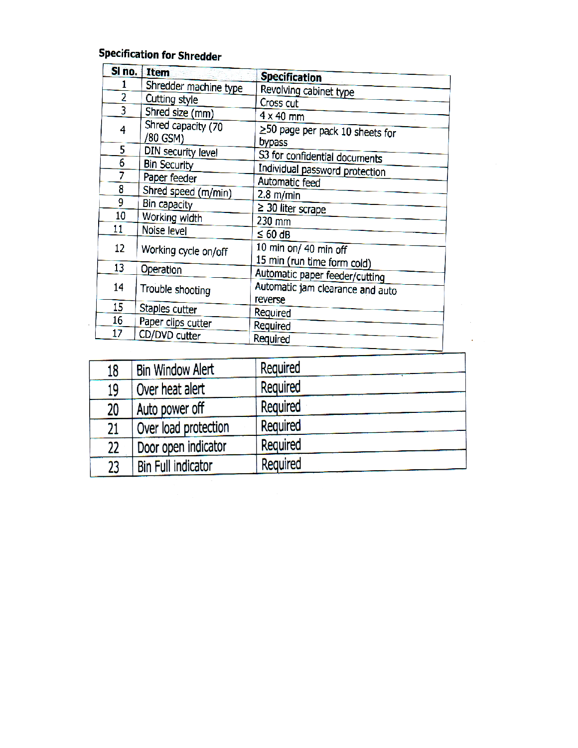**Specification for Shredder**

| Sl no. | Item | Specification |
|---|---|---|
| 1 | Shredder machine type | Revolving cabinet type |
| 2 | Cutting style | Cross cut |
| 3 | Shred size (mm) | 4 x 40 mm |
| 4 | Shred capacity (70 /80 GSM) | ≥50 page per pack 10 sheets for bypass |
| 5 | DIN security level | S3 for confidential documents |
| 6 | Bin Security | Individual password protection |
| 7 | Paper feeder | Automatic feed |
| 8 | Shred speed (m/min) | 2.8 m/min |
| 9 | Bin capacity | ≥ 30 liter scrape |
| 10 | Working width | 230 mm |
| 11 | Noise level | ≤ 60 dB |
| 12 | Working cycle on/off | 10 min on/ 40 min off<br>15 min (run time form cold) |
| 13 | Operation | Automatic paper feeder/cutting |
| 14 | Trouble shooting | Automatic jam clearance and auto reverse |
| 15 | Staples cutter | Required |
| 16 | Paper clips cutter | Required |
| 17 | CD/DVD cutter | Required |
| 18 | Bin Window Alert | Required |
| 19 | Over heat alert | Required |
| 20 | Auto power off | Required |
| 21 | Over load protection | Required |
| 22 | Door open indicator | Required |
| 23 | Bin Full indicator | Required |